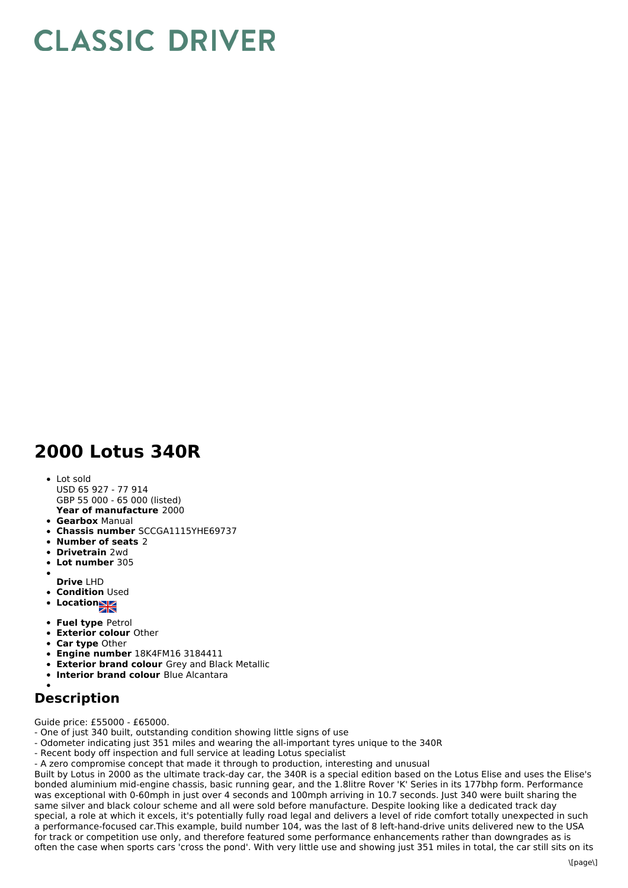# CLASSIC DRIVER

## 2000 Lotus 340R

- Lot sold
  USD 65 927 - 77 914
  GBP 55 000 - 65 000 (listed)
  **Year of manufacture** 2000
- **Gearbox** Manual
- **Chassis number** SCCGA1115YHE69737
- **Number of seats** 2
- **Drivetrain** 2wd
- **Lot number** 305
- **Drive** LHD
- **Condition** Used
- **Location**
- **Fuel type** Petrol
- **Exterior colour** Other
- **Car type** Other
- **Engine number** 18K4FM16 3184411
- **Exterior brand colour** Grey and Black Metallic
- **Interior brand colour** Blue Alcantara

## Description

Guide price: £55000 - £65000.
- One of just 340 built, outstanding condition showing little signs of use
- Odometer indicating just 351 miles and wearing the all-important tyres unique to the 340R
- Recent body off inspection and full service at leading Lotus specialist
- A zero compromise concept that made it through to production, interesting and unusual

Built by Lotus in 2000 as the ultimate track-day car, the 340R is a special edition based on the Lotus Elise and uses the Elise's bonded aluminium mid-engine chassis, basic running gear, and the 1.8litre Rover 'K' Series in its 177bhp form. Performance was exceptional with 0-60mph in just over 4 seconds and 100mph arriving in 10.7 seconds. Just 340 were built sharing the same silver and black colour scheme and all were sold before manufacture. Despite looking like a dedicated track day special, a role at which it excels, it's potentially fully road legal and delivers a level of ride comfort totally unexpected in such a performance-focused car.This example, build number 104, was the last of 8 left-hand-drive units delivered new to the USA for track or competition use only, and therefore featured some performance enhancements rather than downgrades as is often the case when sports cars 'cross the pond'. With very little use and showing just 351 miles in total, the car still sits on its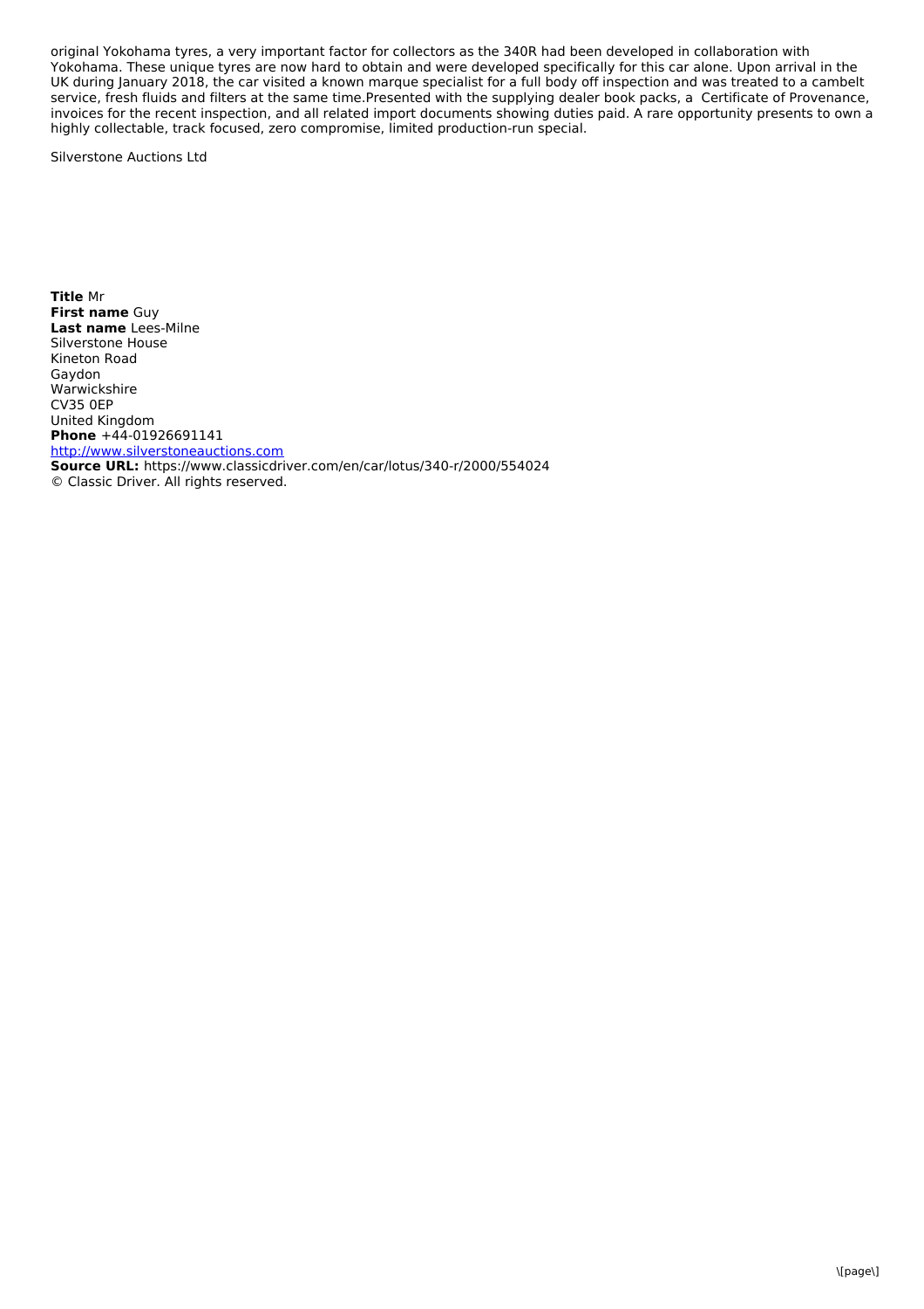original Yokohama tyres, a very important factor for collectors as the 340R had been developed in collaboration with Yokohama. These unique tyres are now hard to obtain and were developed specifically for this car alone. Upon arrival in the UK during January 2018, the car visited a known marque specialist for a full body off inspection and was treated to a cambelt service, fresh fluids and filters at the same time.Presented with the supplying dealer book packs, a  Certificate of Provenance, invoices for the recent inspection, and all related import documents showing duties paid. A rare opportunity presents to own a highly collectable, track focused, zero compromise, limited production-run special.

Silverstone Auctions Ltd

**Title** Mr  
**First name** Guy  
**Last name** Lees-Milne  
Silverstone House  
Kineton Road  
Gaydon  
Warwickshire  
CV35 0EP  
United Kingdom  
**Phone** +44-01926691141  
[http://www.silverstoneauctions.com](http://www.silverstoneauctions.com)  
**Source URL:** https://www.classicdriver.com/en/car/lotus/340-r/2000/554024  
© Classic Driver. All rights reserved.